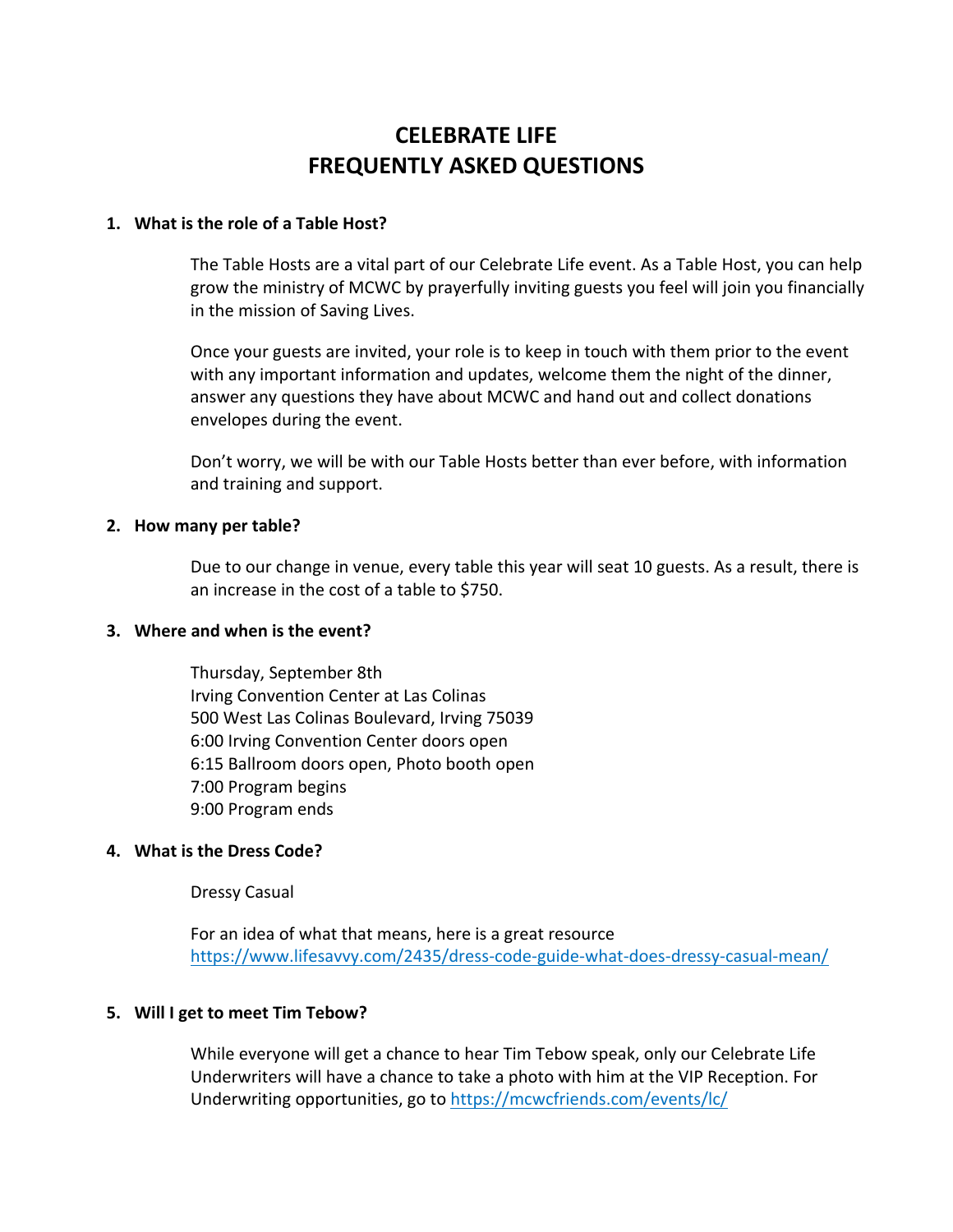# CELEBRATE LIFE
# FREQUENTLY ASKED QUESTIONS

**1. What is the role of a Table Host?**

The Table Hosts are a vital part of our Celebrate Life event. As a Table Host, you can help grow the ministry of MCWC by prayerfully inviting guests you feel will join you financially in the mission of Saving Lives.

Once your guests are invited, your role is to keep in touch with them prior to the event with any important information and updates, welcome them the night of the dinner, answer any questions they have about MCWC and hand out and collect donations envelopes during the event.

Don't worry, we will be with our Table Hosts better than ever before, with information and training and support.

**2. How many per table?**

Due to our change in venue, every table this year will seat 10 guests. As a result, there is an increase in the cost of a table to $750.

**3. Where and when is the event?**

Thursday, September 8th
Irving Convention Center at Las Colinas
500 West Las Colinas Boulevard, Irving 75039
6:00 Irving Convention Center doors open
6:15 Ballroom doors open, Photo booth open
7:00 Program begins
9:00 Program ends

**4. What is the Dress Code?**

Dressy Casual

For an idea of what that means, here is a great resource
https://www.lifesavvy.com/2435/dress-code-guide-what-does-dressy-casual-mean/

**5. Will I get to meet Tim Tebow?**

While everyone will get a chance to hear Tim Tebow speak, only our Celebrate Life Underwriters will have a chance to take a photo with him at the VIP Reception. For Underwriting opportunities, go to https://mcwcfriends.com/events/lc/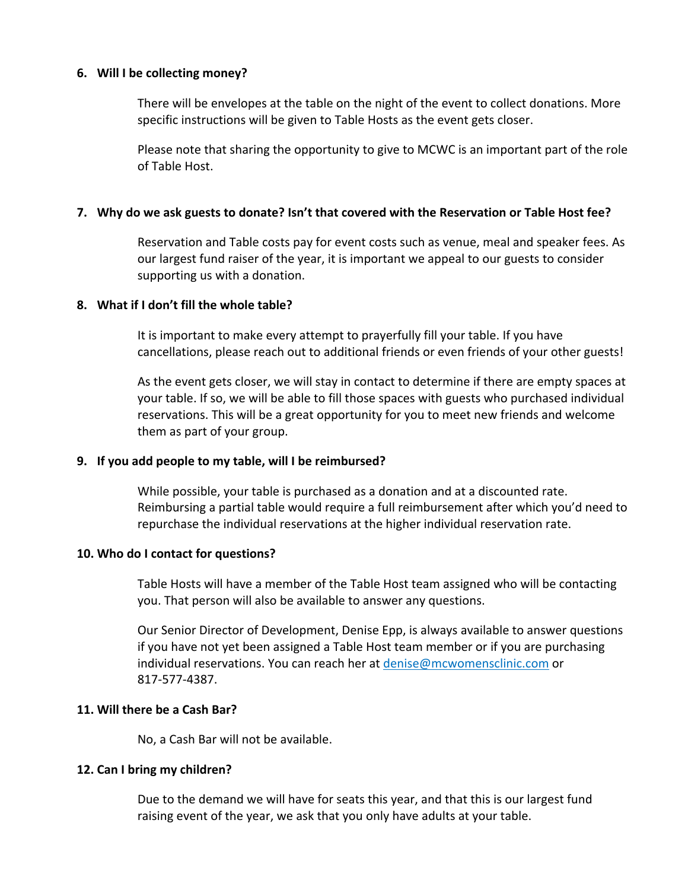**6. Will I be collecting money?**

There will be envelopes at the table on the night of the event to collect donations. More specific instructions will be given to Table Hosts as the event gets closer.

Please note that sharing the opportunity to give to MCWC is an important part of the role of Table Host.

**7. Why do we ask guests to donate? Isn't that covered with the Reservation or Table Host fee?**

Reservation and Table costs pay for event costs such as venue, meal and speaker fees. As our largest fund raiser of the year, it is important we appeal to our guests to consider supporting us with a donation.

**8. What if I don't fill the whole table?**

It is important to make every attempt to prayerfully fill your table. If you have cancellations, please reach out to additional friends or even friends of your other guests!

As the event gets closer, we will stay in contact to determine if there are empty spaces at your table. If so, we will be able to fill those spaces with guests who purchased individual reservations. This will be a great opportunity for you to meet new friends and welcome them as part of your group.

**9. If you add people to my table, will I be reimbursed?**

While possible, your table is purchased as a donation and at a discounted rate. Reimbursing a partial table would require a full reimbursement after which you'd need to repurchase the individual reservations at the higher individual reservation rate.

**10. Who do I contact for questions?**

Table Hosts will have a member of the Table Host team assigned who will be contacting you. That person will also be available to answer any questions.

Our Senior Director of Development, Denise Epp, is always available to answer questions if you have not yet been assigned a Table Host team member or if you are purchasing individual reservations. You can reach her at [denise@mcwomensclinic.com](mailto:denise@mcwomensclinic.com) or 817-577-4387.

**11. Will there be a Cash Bar?**

No, a Cash Bar will not be available.

**12. Can I bring my children?**

Due to the demand we will have for seats this year, and that this is our largest fund raising event of the year, we ask that you only have adults at your table.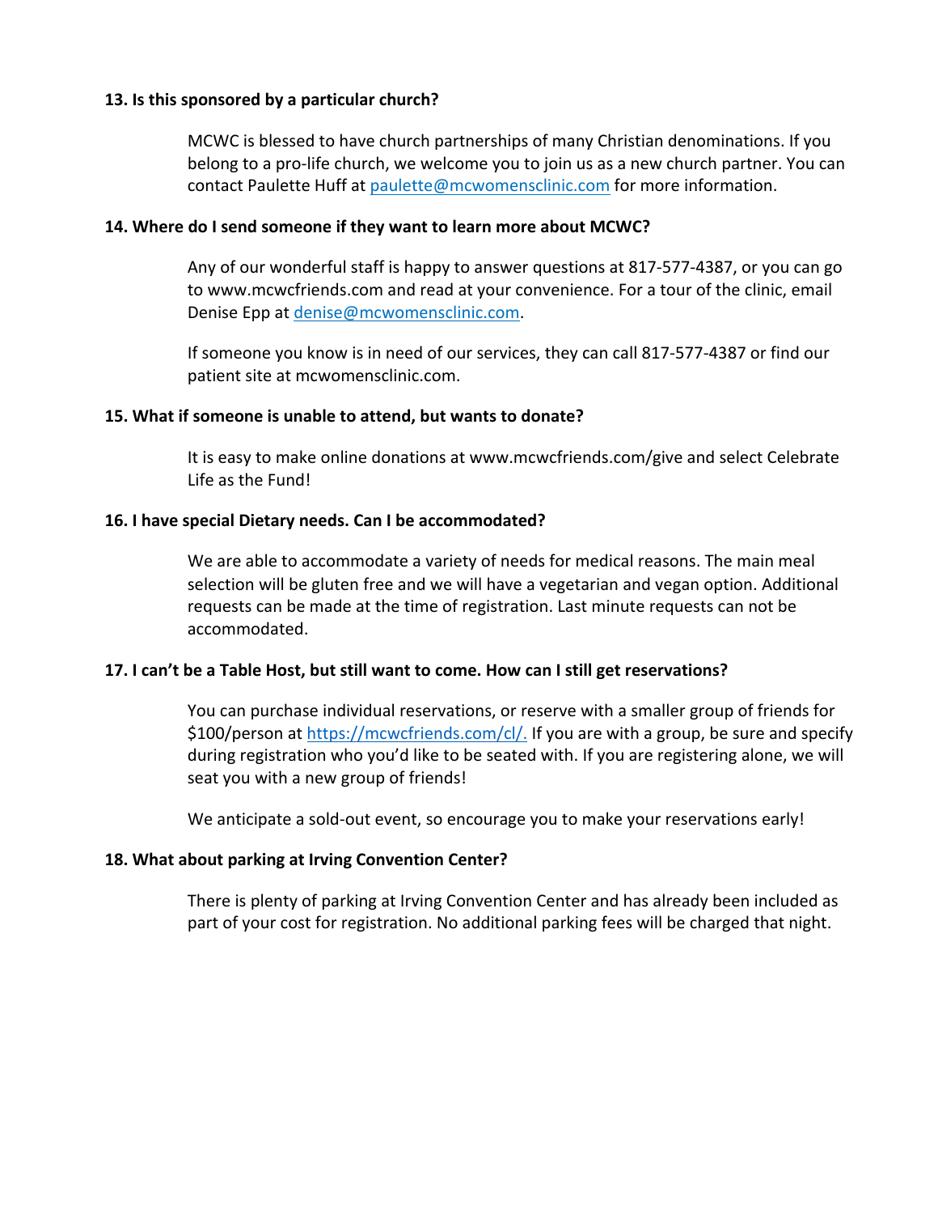**13. Is this sponsored by a particular church?**

MCWC is blessed to have church partnerships of many Christian denominations. If you belong to a pro-life church, we welcome you to join us as a new church partner. You can contact Paulette Huff at paulette@mcwomensclinic.com for more information.

**14. Where do I send someone if they want to learn more about MCWC?**

Any of our wonderful staff is happy to answer questions at 817-577-4387, or you can go to www.mcwcfriends.com and read at your convenience. For a tour of the clinic, email Denise Epp at denise@mcwomensclinic.com.

If someone you know is in need of our services, they can call 817-577-4387 or find our patient site at mcwomensclinic.com.

**15. What if someone is unable to attend, but wants to donate?**

It is easy to make online donations at www.mcwcfriends.com/give and select Celebrate Life as the Fund!

**16. I have special Dietary needs. Can I be accommodated?**

We are able to accommodate a variety of needs for medical reasons. The main meal selection will be gluten free and we will have a vegetarian and vegan option. Additional requests can be made at the time of registration. Last minute requests can not be accommodated.

**17. I can't be a Table Host, but still want to come. How can I still get reservations?**

You can purchase individual reservations, or reserve with a smaller group of friends for $100/person at https://mcwcfriends.com/cl/. If you are with a group, be sure and specify during registration who you'd like to be seated with. If you are registering alone, we will seat you with a new group of friends!

We anticipate a sold-out event, so encourage you to make your reservations early!

**18. What about parking at Irving Convention Center?**

There is plenty of parking at Irving Convention Center and has already been included as part of your cost for registration. No additional parking fees will be charged that night.